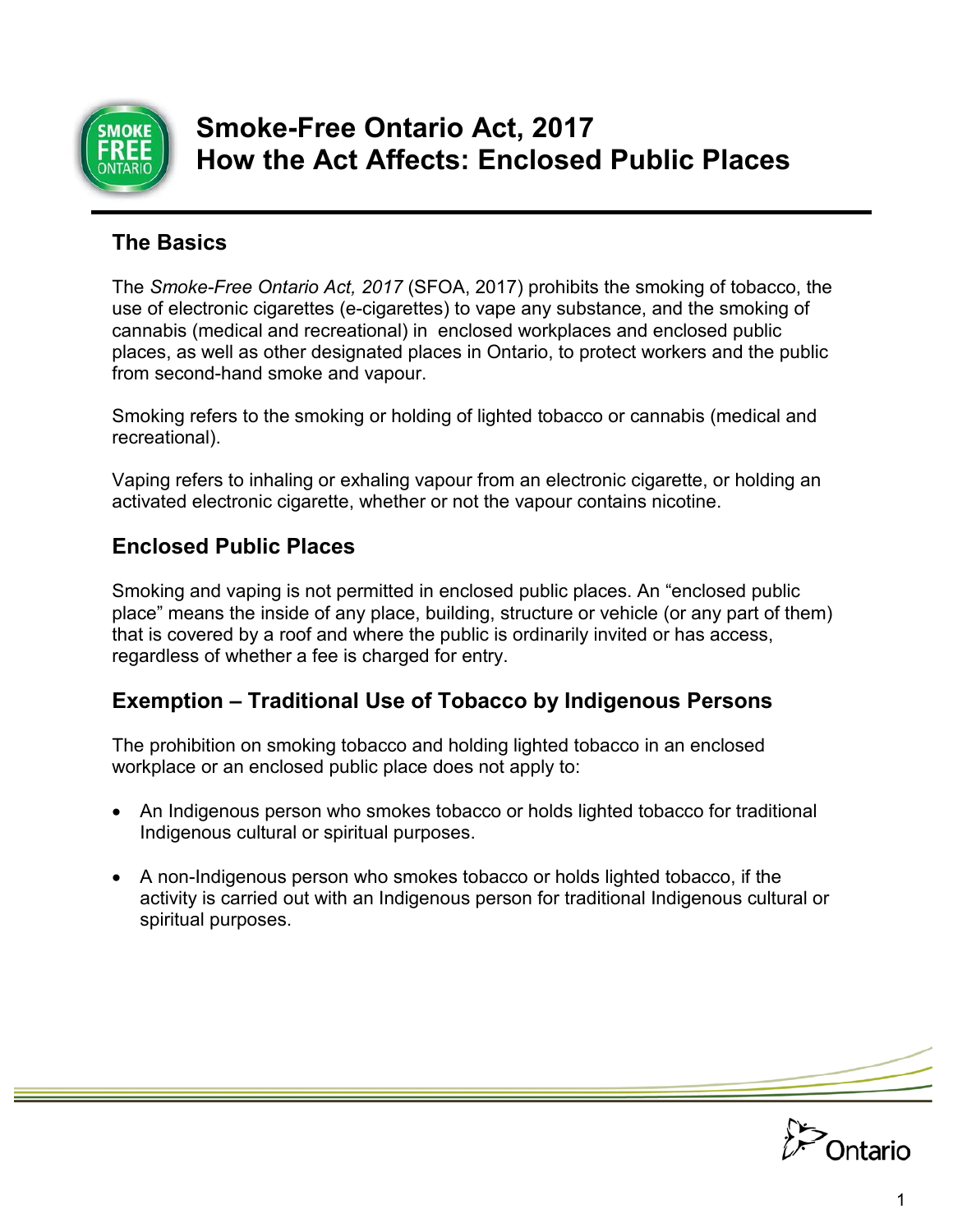# Smoke-Free Ontario Act, 2017
# How the Act Affects: Enclosed Public Places

## The Basics

The *Smoke-Free Ontario Act, 2017* (SFOA, 2017) prohibits the smoking of tobacco, the use of electronic cigarettes (e-cigarettes) to vape any substance, and the smoking of cannabis (medical and recreational) in enclosed workplaces and enclosed public places, as well as other designated places in Ontario, to protect workers and the public from second-hand smoke and vapour.

Smoking refers to the smoking or holding of lighted tobacco or cannabis (medical and recreational).

Vaping refers to inhaling or exhaling vapour from an electronic cigarette, or holding an activated electronic cigarette, whether or not the vapour contains nicotine.

## Enclosed Public Places

Smoking and vaping is not permitted in enclosed public places. An "enclosed public place" means the inside of any place, building, structure or vehicle (or any part of them) that is covered by a roof and where the public is ordinarily invited or has access, regardless of whether a fee is charged for entry.

## Exemption – Traditional Use of Tobacco by Indigenous Persons

The prohibition on smoking tobacco and holding lighted tobacco in an enclosed workplace or an enclosed public place does not apply to:

- An Indigenous person who smokes tobacco or holds lighted tobacco for traditional Indigenous cultural or spiritual purposes.
- A non-Indigenous person who smokes tobacco or holds lighted tobacco, if the activity is carried out with an Indigenous person for traditional Indigenous cultural or spiritual purposes.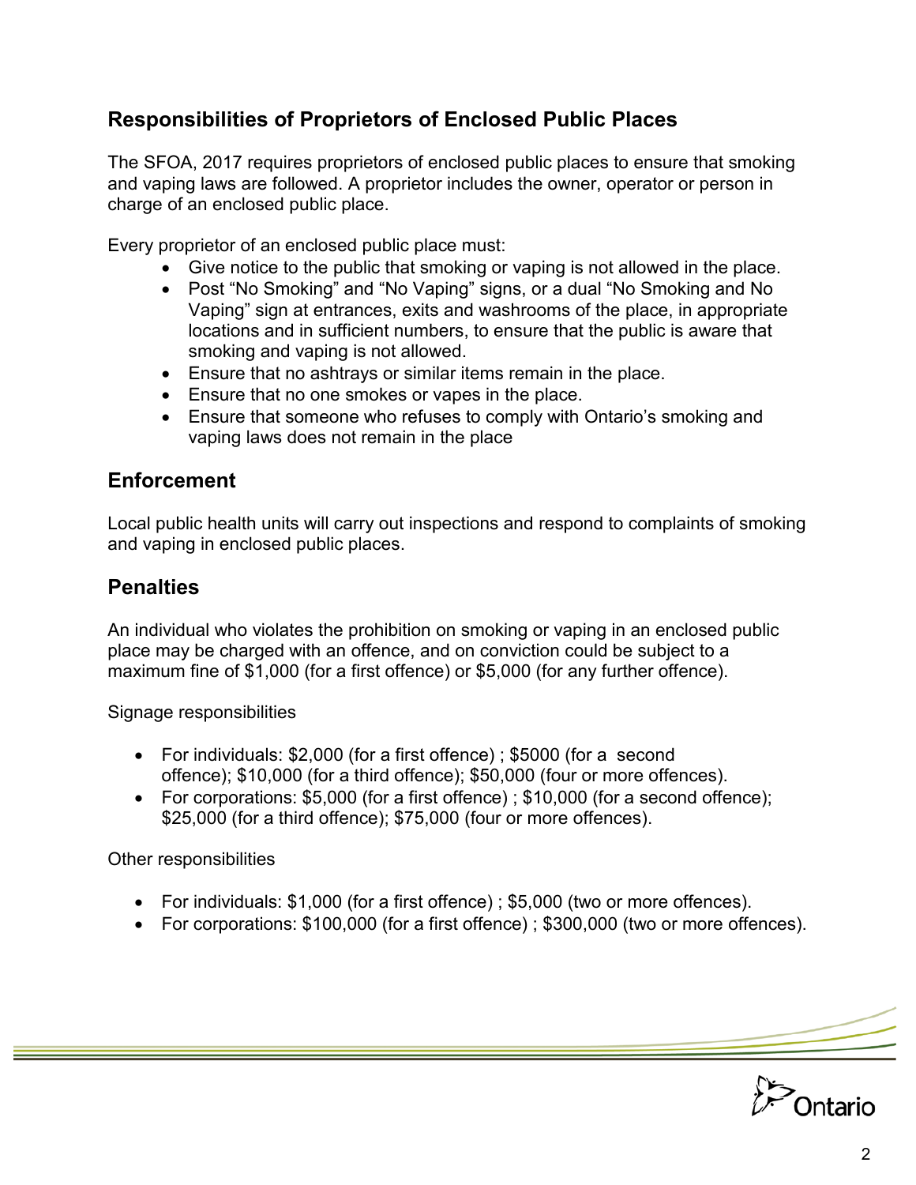## Responsibilities of Proprietors of Enclosed Public Places

The SFOA, 2017 requires proprietors of enclosed public places to ensure that smoking and vaping laws are followed. A proprietor includes the owner, operator or person in charge of an enclosed public place.

Every proprietor of an enclosed public place must:

- Give notice to the public that smoking or vaping is not allowed in the place.
- Post "No Smoking" and "No Vaping" signs, or a dual "No Smoking and No Vaping" sign at entrances, exits and washrooms of the place, in appropriate locations and in sufficient numbers, to ensure that the public is aware that smoking and vaping is not allowed.
- Ensure that no ashtrays or similar items remain in the place.
- Ensure that no one smokes or vapes in the place.
- Ensure that someone who refuses to comply with Ontario's smoking and vaping laws does not remain in the place

## Enforcement

Local public health units will carry out inspections and respond to complaints of smoking and vaping in enclosed public places.

## Penalties

An individual who violates the prohibition on smoking or vaping in an enclosed public place may be charged with an offence, and on conviction could be subject to a maximum fine of $1,000 (for a first offence) or $5,000 (for any further offence).

Signage responsibilities

- For individuals: $2,000 (for a first offence) ; $5000 (for a second offence); $10,000 (for a third offence); $50,000 (four or more offences).
- For corporations: $5,000 (for a first offence) ; $10,000 (for a second offence); $25,000 (for a third offence); $75,000 (four or more offences).

Other responsibilities

- For individuals: $1,000 (for a first offence) ; $5,000 (two or more offences).
- For corporations: $100,000 (for a first offence) ; $300,000 (two or more offences).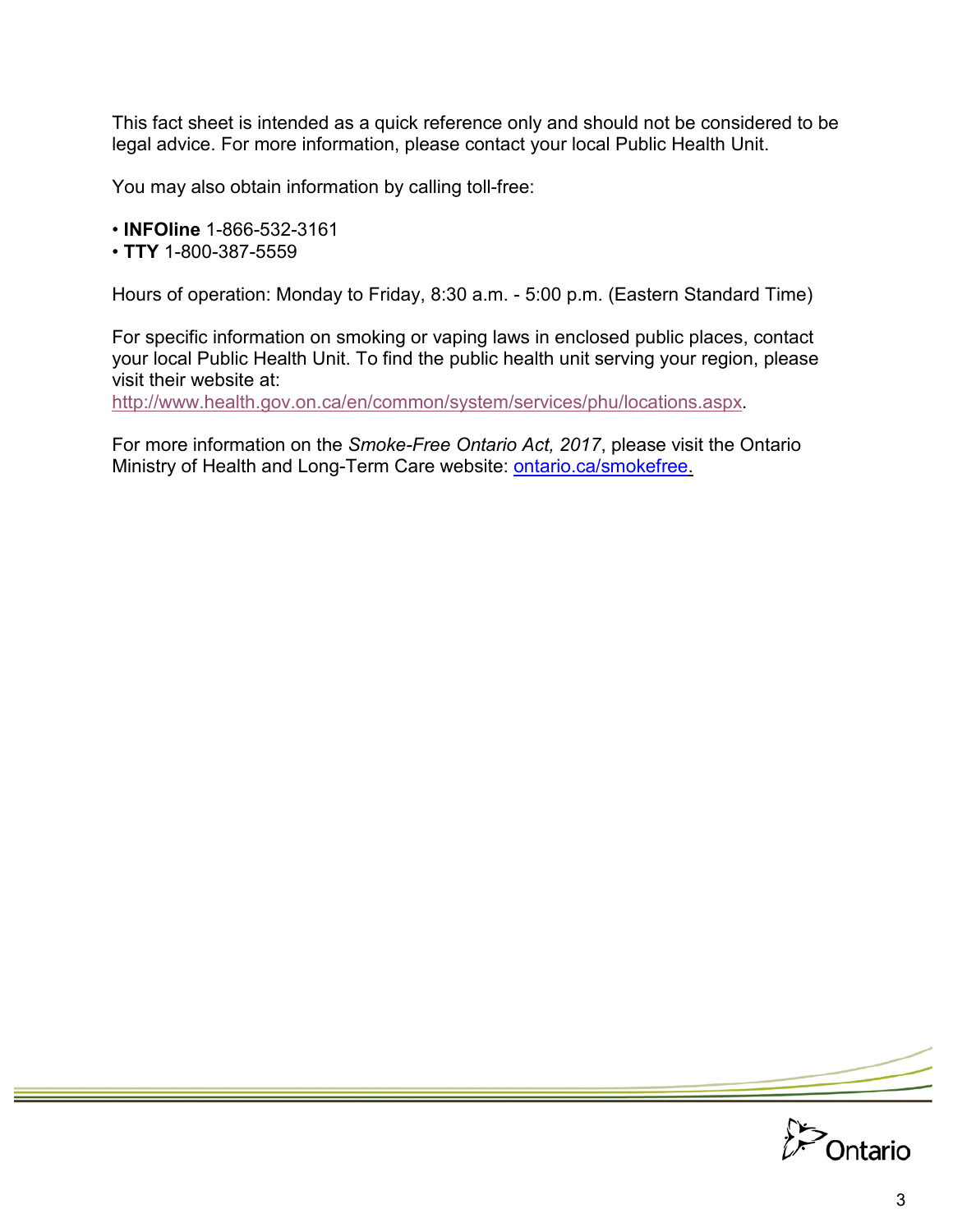This fact sheet is intended as a quick reference only and should not be considered to be legal advice. For more information, please contact your local Public Health Unit.

You may also obtain information by calling toll-free:

- **INFOline** 1-866-532-3161
- **TTY** 1-800-387-5559

Hours of operation: Monday to Friday, 8:30 a.m. - 5:00 p.m. (Eastern Standard Time)

For specific information on smoking or vaping laws in enclosed public places, contact your local Public Health Unit. To find the public health unit serving your region, please visit their website at:
http://www.health.gov.on.ca/en/common/system/services/phu/locations.aspx.

For more information on the *Smoke-Free Ontario Act, 2017*, please visit the Ontario Ministry of Health and Long-Term Care website: ontario.ca/smokefree.